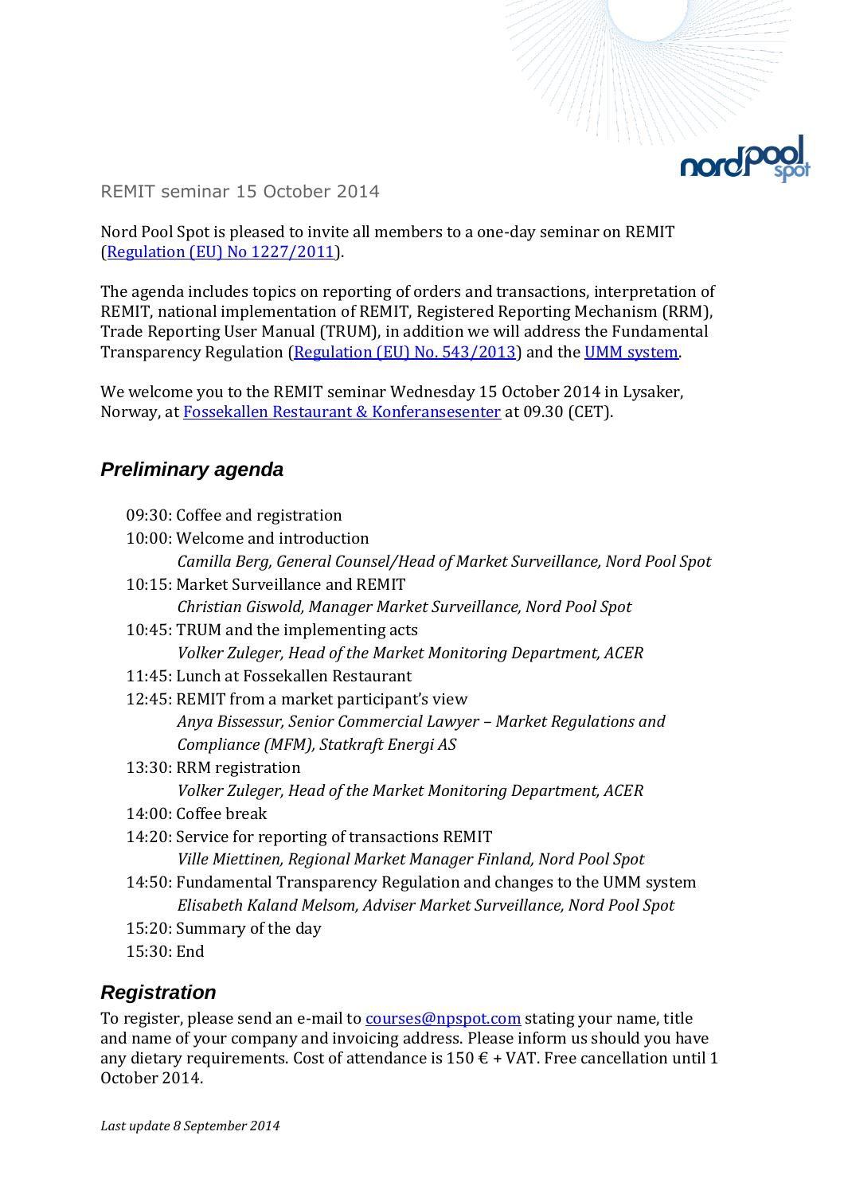REMIT seminar 15 October 2014

Nord Pool Spot is pleased to invite all members to a one-day seminar on REMIT (Regulation (EU) No 1227/2011).

The agenda includes topics on reporting of orders and transactions, interpretation of REMIT, national implementation of REMIT, Registered Reporting Mechanism (RRM), Trade Reporting User Manual (TRUM), in addition we will address the Fundamental Transparency Regulation (Regulation (EU) No. 543/2013) and the UMM system.

We welcome you to the REMIT seminar Wednesday 15 October 2014 in Lysaker, Norway, at Fossekallen Restaurant & Konferansesenter at 09.30 (CET).

## *Preliminary agenda*

09:30: Coffee and registration
10:00: Welcome and introduction
*Camilla Berg, General Counsel/Head of Market Surveillance, Nord Pool Spot*
10:15: Market Surveillance and REMIT
*Christian Giswold, Manager Market Surveillance, Nord Pool Spot*
10:45: TRUM and the implementing acts
*Volker Zuleger, Head of the Market Monitoring Department, ACER*
11:45: Lunch at Fossekallen Restaurant
12:45: REMIT from a market participant's view
*Anya Bissessur, Senior Commercial Lawyer – Market Regulations and Compliance (MFM), Statkraft Energi AS*
13:30: RRM registration
*Volker Zuleger, Head of the Market Monitoring Department, ACER*
14:00: Coffee break
14:20: Service for reporting of transactions REMIT
*Ville Miettinen, Regional Market Manager Finland, Nord Pool Spot*
14:50: Fundamental Transparency Regulation and changes to the UMM system
*Elisabeth Kaland Melsom, Adviser Market Surveillance, Nord Pool Spot*
15:20: Summary of the day
15:30: End

## *Registration*

To register, please send an e-mail to courses@npspot.com stating your name, title and name of your company and invoicing address. Please inform us should you have any dietary requirements. Cost of attendance is 150 € + VAT. Free cancellation until 1 October 2014.

*Last update 8 September 2014*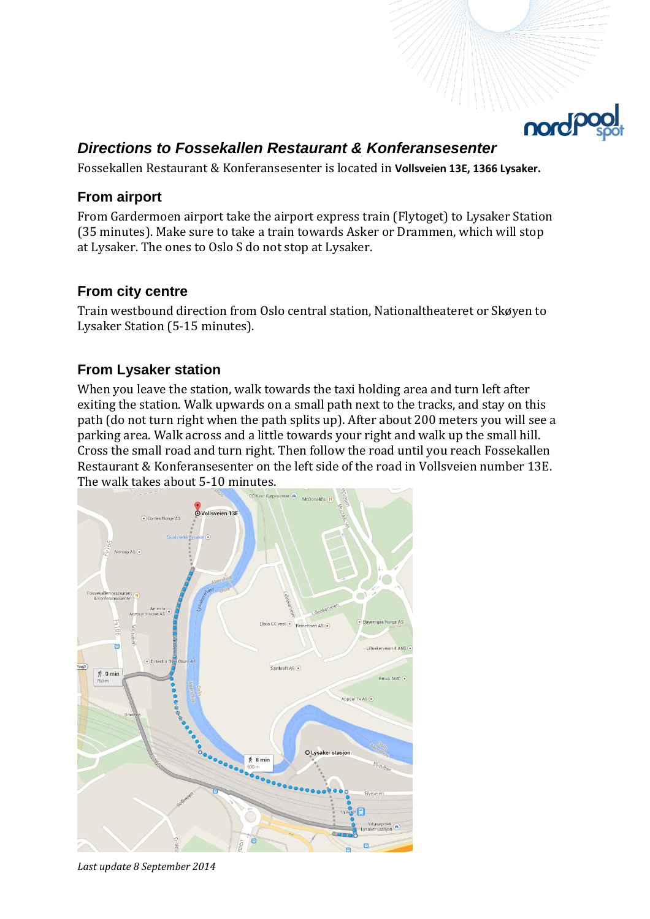## *Directions to Fossekallen Restaurant & Konferansesenter*

Fossekallen Restaurant & Konferansesenter is located in **Vollsveien 13E, 1366 Lysaker.**

### From airport

From Gardermoen airport take the airport express train (Flytoget) to Lysaker Station (35 minutes). Make sure to take a train towards Asker or Drammen, which will stop at Lysaker. The ones to Oslo S do not stop at Lysaker.

### From city centre

Train westbound direction from Oslo central station, Nationaltheateret or Skøyen to Lysaker Station (5-15 minutes).

### From Lysaker station

When you leave the station, walk towards the taxi holding area and turn left after exiting the station. Walk upwards on a small path next to the tracks, and stay on this path (do not turn right when the path splits up). After about 200 meters you will see a parking area. Walk across and a little towards your right and walk up the small hill. Cross the small road and turn right. Then follow the road until you reach Fossekallen Restaurant & Konferansesenter on the left side of the road in Vollsveien number 13E. The walk takes about 5-10 minutes.

Vollsveien 13E

Fossekallen restaurant & konferansesenter

Lysaker stasjon

9 min
750 m

8 min
600 m

*Last update 8 September 2014*